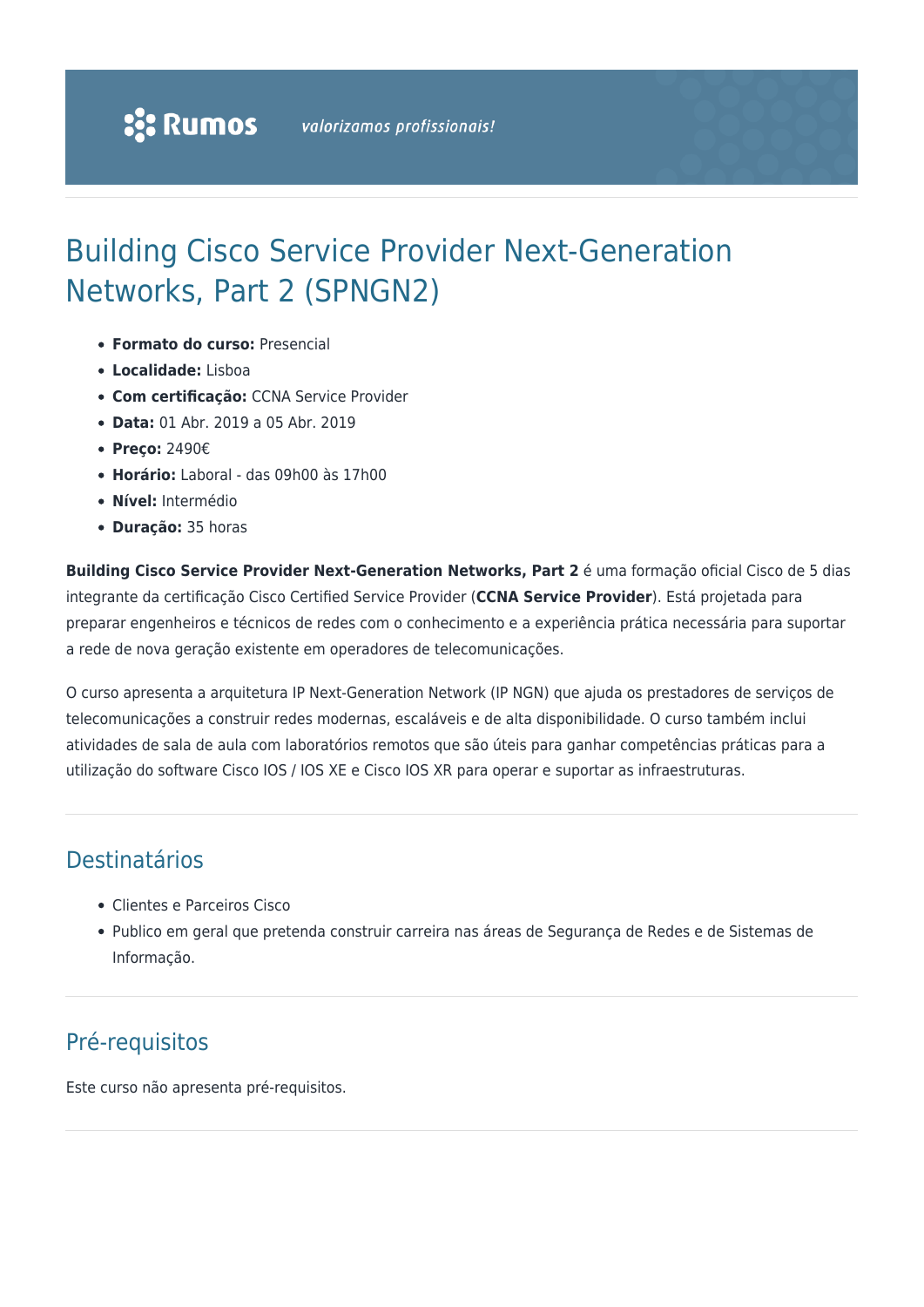# Building Cisco Service Provider Next-Generation Networks, Part 2 (SPNGN2)

- **Formato do curso:** Presencial
- **Localidade:** Lisboa
- **Com certificação:** CCNA Service Provider
- **Data:** 01 Abr. 2019 a 05 Abr. 2019
- **Preço:** 2490€
- **Horário:** Laboral - das 09h00 às 17h00
- **Nível:** Intermédio
- **Duração:** 35 horas

**Building Cisco Service Provider Next-Generation Networks, Part 2** é uma formação oficial Cisco de 5 dias integrante da certificação Cisco Certified Service Provider (**CCNA Service Provider**). Está projetada para preparar engenheiros e técnicos de redes com o conhecimento e a experiência prática necessária para suportar a rede de nova geração existente em operadores de telecomunicações.

O curso apresenta a arquitetura IP Next-Generation Network (IP NGN) que ajuda os prestadores de serviços de telecomunicações a construir redes modernas, escaláveis e de alta disponibilidade. O curso também inclui atividades de sala de aula com laboratórios remotos que são úteis para ganhar competências práticas para a utilização do software Cisco IOS / IOS XE e Cisco IOS XR para operar e suportar as infraestruturas.

## Destinatários

- Clientes e Parceiros Cisco
- Publico em geral que pretenda construir carreira nas áreas de Segurança de Redes e de Sistemas de Informação.

## Pré-requisitos

Este curso não apresenta pré-requisitos.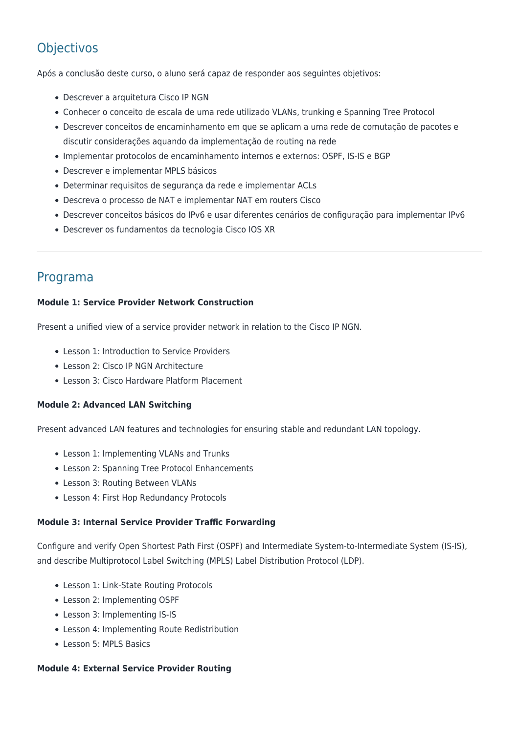## Objectivos

Após a conclusão deste curso, o aluno será capaz de responder aos seguintes objetivos:

- Descrever a arquitetura Cisco IP NGN
- Conhecer o conceito de escala de uma rede utilizado VLANs, trunking e Spanning Tree Protocol
- Descrever conceitos de encaminhamento em que se aplicam a uma rede de comutação de pacotes e discutir considerações aquando da implementação de routing na rede
- Implementar protocolos de encaminhamento internos e externos: OSPF, IS-IS e BGP
- Descrever e implementar MPLS básicos
- Determinar requisitos de segurança da rede e implementar ACLs
- Descreva o processo de NAT e implementar NAT em routers Cisco
- Descrever conceitos básicos do IPv6 e usar diferentes cenários de configuração para implementar IPv6
- Descrever os fundamentos da tecnologia Cisco IOS XR

---

## Programa

**Module 1: Service Provider Network Construction**

Present a unified view of a service provider network in relation to the Cisco IP NGN.

- Lesson 1: Introduction to Service Providers
- Lesson 2: Cisco IP NGN Architecture
- Lesson 3: Cisco Hardware Platform Placement

**Module 2: Advanced LAN Switching**

Present advanced LAN features and technologies for ensuring stable and redundant LAN topology.

- Lesson 1: Implementing VLANs and Trunks
- Lesson 2: Spanning Tree Protocol Enhancements
- Lesson 3: Routing Between VLANs
- Lesson 4: First Hop Redundancy Protocols

**Module 3: Internal Service Provider Traffic Forwarding**

Configure and verify Open Shortest Path First (OSPF) and Intermediate System-to-Intermediate System (IS-IS), and describe Multiprotocol Label Switching (MPLS) Label Distribution Protocol (LDP).

- Lesson 1: Link-State Routing Protocols
- Lesson 2: Implementing OSPF
- Lesson 3: Implementing IS-IS
- Lesson 4: Implementing Route Redistribution
- Lesson 5: MPLS Basics

**Module 4: External Service Provider Routing**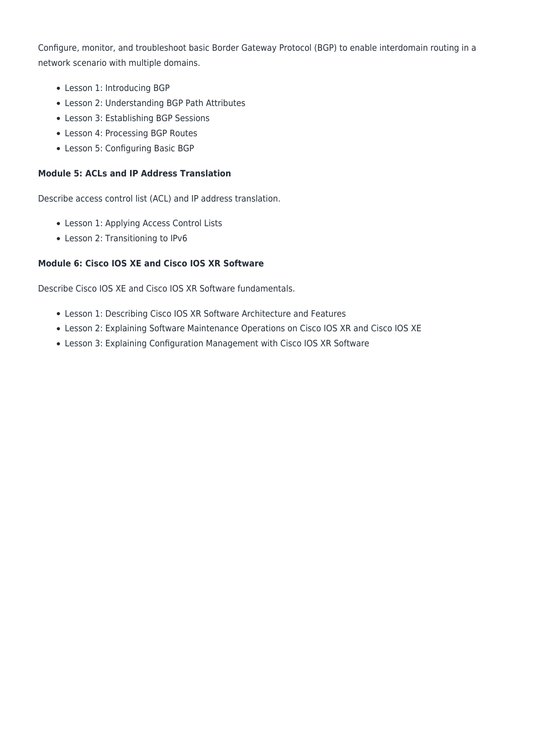Configure, monitor, and troubleshoot basic Border Gateway Protocol (BGP) to enable interdomain routing in a network scenario with multiple domains.

- Lesson 1: Introducing BGP
- Lesson 2: Understanding BGP Path Attributes
- Lesson 3: Establishing BGP Sessions
- Lesson 4: Processing BGP Routes
- Lesson 5: Configuring Basic BGP

**Module 5: ACLs and IP Address Translation**

Describe access control list (ACL) and IP address translation.

- Lesson 1: Applying Access Control Lists
- Lesson 2: Transitioning to IPv6

**Module 6: Cisco IOS XE and Cisco IOS XR Software**

Describe Cisco IOS XE and Cisco IOS XR Software fundamentals.

- Lesson 1: Describing Cisco IOS XR Software Architecture and Features
- Lesson 2: Explaining Software Maintenance Operations on Cisco IOS XR and Cisco IOS XE
- Lesson 3: Explaining Configuration Management with Cisco IOS XR Software